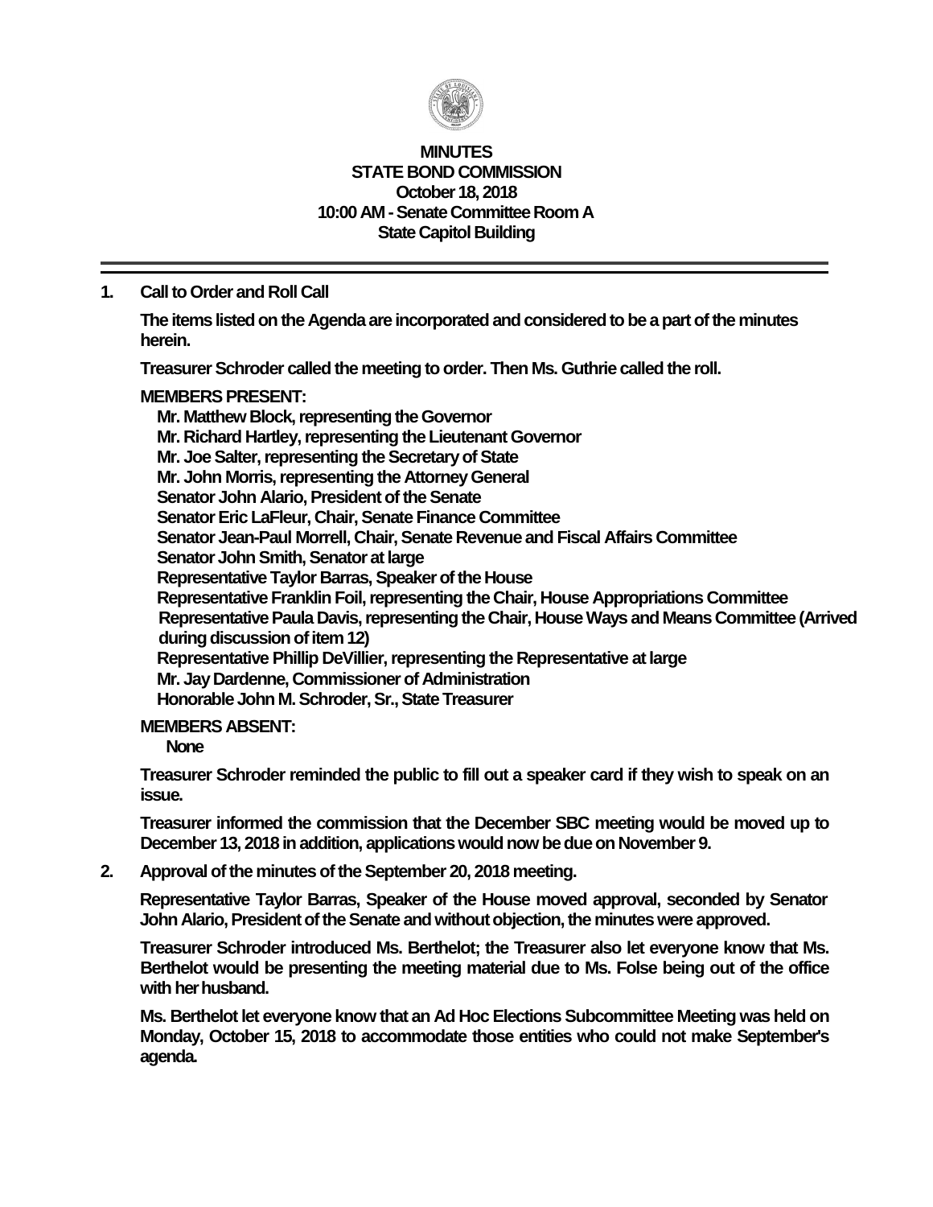# MINUTES
## STATE BOND COMMISSION
### October 18, 2018
### 10:00 AM - Senate Committee Room A
### State Capitol Building

---

**1. Call to Order and Roll Call**

**The items listed on the Agenda are incorporated and considered to be a part of the minutes herein.**

**Treasurer Schroder called the meeting to order. Then Ms. Guthrie called the roll.**

**MEMBERS PRESENT:**

**Mr. Matthew Block, representing the Governor**
**Mr. Richard Hartley, representing the Lieutenant Governor**
**Mr. Joe Salter, representing the Secretary of State**
**Mr. John Morris, representing the Attorney General**
**Senator John Alario, President of the Senate**
**Senator Eric LaFleur, Chair, Senate Finance Committee**
**Senator Jean-Paul Morrell, Chair, Senate Revenue and Fiscal Affairs Committee**
**Senator John Smith, Senator at large**
**Representative Taylor Barras, Speaker of the House**
**Representative Franklin Foil, representing the Chair, House Appropriations Committee**
**Representative Paula Davis, representing the Chair, House Ways and Means Committee (Arrived during discussion of item 12)**
**Representative Phillip DeVillier, representing the Representative at large**
**Mr. Jay Dardenne, Commissioner of Administration**
**Honorable John M. Schroder, Sr., State Treasurer**

**MEMBERS ABSENT:**

**None**

**Treasurer Schroder reminded the public to fill out a speaker card if they wish to speak on an issue.**

**Treasurer informed the commission that the December SBC meeting would be moved up to December 13, 2018 in addition, applications would now be due on November 9.**

**2. Approval of the minutes of the September 20, 2018 meeting.**

**Representative Taylor Barras, Speaker of the House moved approval, seconded by Senator John Alario, President of the Senate and without objection, the minutes were approved.**

**Treasurer Schroder introduced Ms. Berthelot; the Treasurer also let everyone know that Ms. Berthelot would be presenting the meeting material due to Ms. Folse being out of the office with her husband.**

**Ms. Berthelot let everyone know that an Ad Hoc Elections Subcommittee Meeting was held on Monday, October 15, 2018 to accommodate those entities who could not make September's agenda.**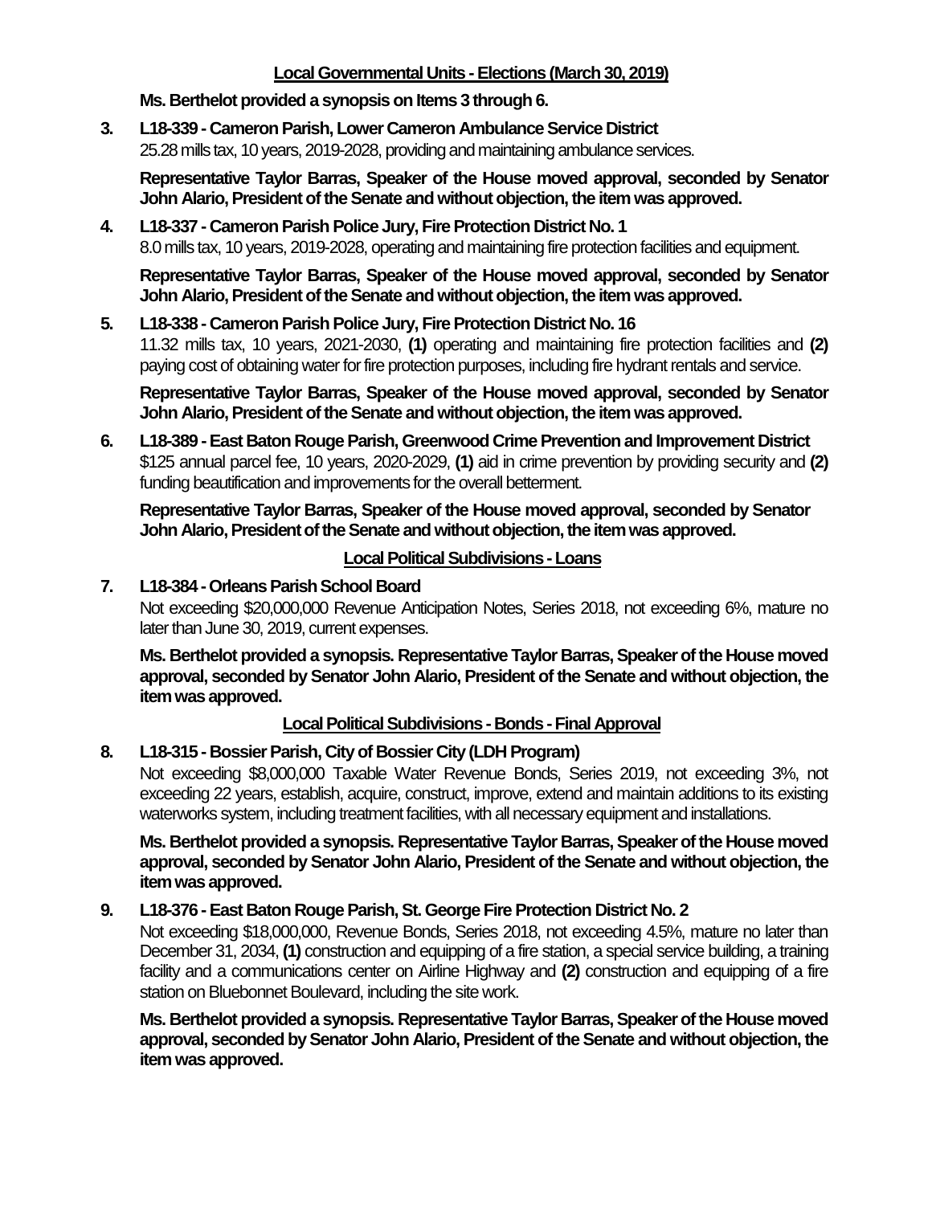## Local Governmental Units - Elections (March 30, 2019)

**Ms. Berthelot provided a synopsis on Items 3 through 6.**

**3. L18-339 - Cameron Parish, Lower Cameron Ambulance Service District**
25.28 mills tax, 10 years, 2019-2028, providing and maintaining ambulance services.

**Representative Taylor Barras, Speaker of the House moved approval, seconded by Senator John Alario, President of the Senate and without objection, the item was approved.**

**4. L18-337 - Cameron Parish Police Jury, Fire Protection District No. 1**
8.0 mills tax, 10 years, 2019-2028, operating and maintaining fire protection facilities and equipment.

**Representative Taylor Barras, Speaker of the House moved approval, seconded by Senator John Alario, President of the Senate and without objection, the item was approved.**

**5. L18-338 - Cameron Parish Police Jury, Fire Protection District No. 16**
11.32 mills tax, 10 years, 2021-2030, **(1)** operating and maintaining fire protection facilities and **(2)** paying cost of obtaining water for fire protection purposes, including fire hydrant rentals and service.

**Representative Taylor Barras, Speaker of the House moved approval, seconded by Senator John Alario, President of the Senate and without objection, the item was approved.**

**6. L18-389 - East Baton Rouge Parish, Greenwood Crime Prevention and Improvement District**
$125 annual parcel fee, 10 years, 2020-2029, **(1)** aid in crime prevention by providing security and **(2)** funding beautification and improvements for the overall betterment.

**Representative Taylor Barras, Speaker of the House moved approval, seconded by Senator John Alario, President of the Senate and without objection, the item was approved.**

## Local Political Subdivisions - Loans

**7. L18-384 - Orleans Parish School Board**
Not exceeding $20,000,000 Revenue Anticipation Notes, Series 2018, not exceeding 6%, mature no later than June 30, 2019, current expenses.

**Ms. Berthelot provided a synopsis. Representative Taylor Barras, Speaker of the House moved approval, seconded by Senator John Alario, President of the Senate and without objection, the item was approved.**

## Local Political Subdivisions - Bonds - Final Approval

**8. L18-315 - Bossier Parish, City of Bossier City (LDH Program)**
Not exceeding $8,000,000 Taxable Water Revenue Bonds, Series 2019, not exceeding 3%, not exceeding 22 years, establish, acquire, construct, improve, extend and maintain additions to its existing waterworks system, including treatment facilities, with all necessary equipment and installations.

**Ms. Berthelot provided a synopsis. Representative Taylor Barras, Speaker of the House moved approval, seconded by Senator John Alario, President of the Senate and without objection, the item was approved.**

**9. L18-376 - East Baton Rouge Parish, St. George Fire Protection District No. 2**
Not exceeding $18,000,000, Revenue Bonds, Series 2018, not exceeding 4.5%, mature no later than December 31, 2034, **(1)** construction and equipping of a fire station, a special service building, a training facility and a communications center on Airline Highway and **(2)** construction and equipping of a fire station on Bluebonnet Boulevard, including the site work.

**Ms. Berthelot provided a synopsis. Representative Taylor Barras, Speaker of the House moved approval, seconded by Senator John Alario, President of the Senate and without objection, the item was approved.**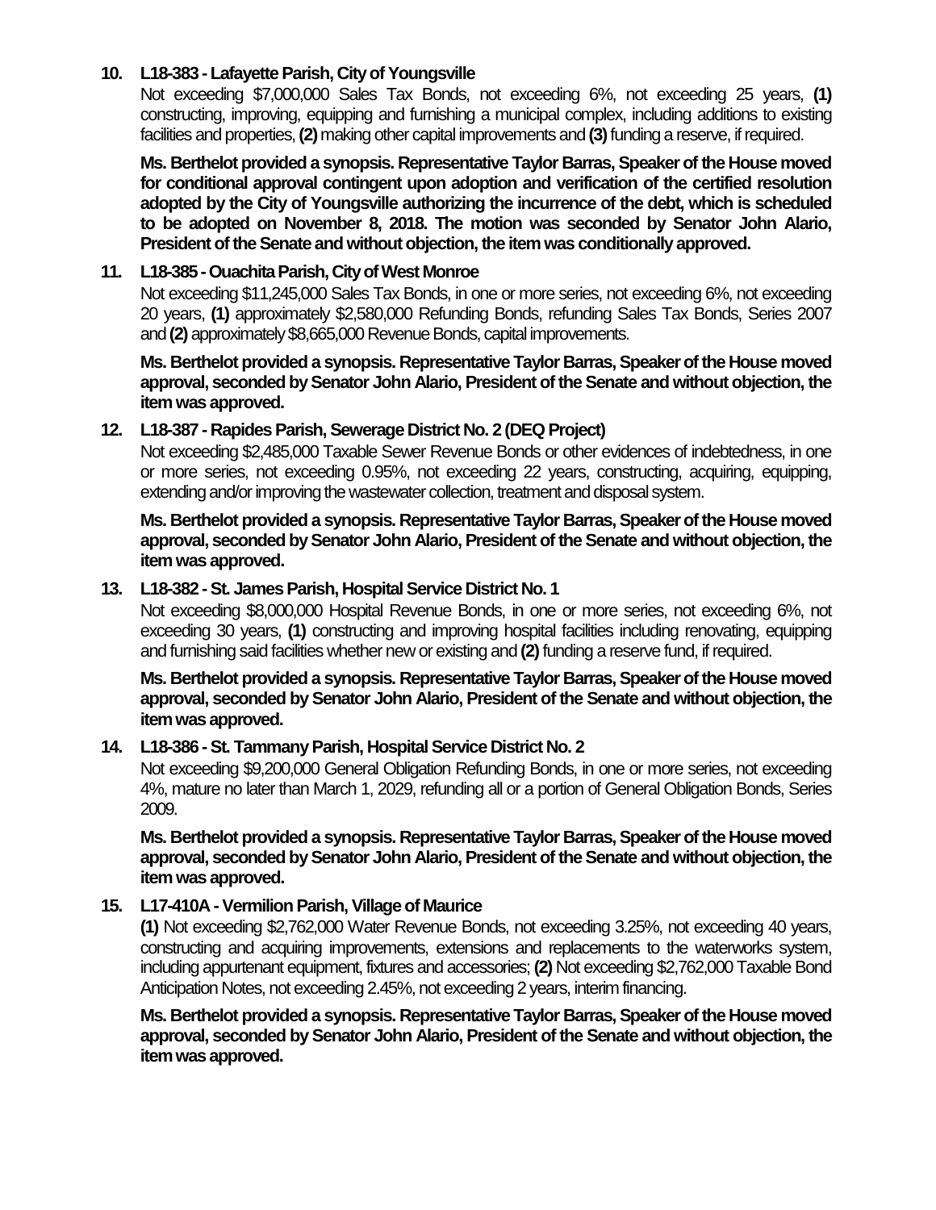10. **L18-383 - Lafayette Parish, City of Youngsville**

    Not exceeding $7,000,000 Sales Tax Bonds, not exceeding 6%, not exceeding 25 years, **(1)** constructing, improving, equipping and furnishing a municipal complex, including additions to existing facilities and properties, **(2)** making other capital improvements and **(3)** funding a reserve, if required.

    **Ms. Berthelot provided a synopsis. Representative Taylor Barras, Speaker of the House moved for conditional approval contingent upon adoption and verification of the certified resolution adopted by the City of Youngsville authorizing the incurrence of the debt, which is scheduled to be adopted on November 8, 2018. The motion was seconded by Senator John Alario, President of the Senate and without objection, the item was conditionally approved.**

11. **L18-385 - Ouachita Parish, City of West Monroe**

    Not exceeding $11,245,000 Sales Tax Bonds, in one or more series, not exceeding 6%, not exceeding 20 years, **(1)** approximately $2,580,000 Refunding Bonds, refunding Sales Tax Bonds, Series 2007 and **(2)** approximately $8,665,000 Revenue Bonds, capital improvements.

    **Ms. Berthelot provided a synopsis. Representative Taylor Barras, Speaker of the House moved approval, seconded by Senator John Alario, President of the Senate and without objection, the item was approved.**

12. **L18-387 - Rapides Parish, Sewerage District No. 2 (DEQ Project)**

    Not exceeding $2,485,000 Taxable Sewer Revenue Bonds or other evidences of indebtedness, in one or more series, not exceeding 0.95%, not exceeding 22 years, constructing, acquiring, equipping, extending and/or improving the wastewater collection, treatment and disposal system.

    **Ms. Berthelot provided a synopsis. Representative Taylor Barras, Speaker of the House moved approval, seconded by Senator John Alario, President of the Senate and without objection, the item was approved.**

13. **L18-382 - St. James Parish, Hospital Service District No. 1**

    Not exceeding $8,000,000 Hospital Revenue Bonds, in one or more series, not exceeding 6%, not exceeding 30 years, **(1)** constructing and improving hospital facilities including renovating, equipping and furnishing said facilities whether new or existing and **(2)** funding a reserve fund, if required.

    **Ms. Berthelot provided a synopsis. Representative Taylor Barras, Speaker of the House moved approval, seconded by Senator John Alario, President of the Senate and without objection, the item was approved.**

14. **L18-386 - St. Tammany Parish, Hospital Service District No. 2**

    Not exceeding $9,200,000 General Obligation Refunding Bonds, in one or more series, not exceeding 4%, mature no later than March 1, 2029, refunding all or a portion of General Obligation Bonds, Series 2009.

    **Ms. Berthelot provided a synopsis. Representative Taylor Barras, Speaker of the House moved approval, seconded by Senator John Alario, President of the Senate and without objection, the item was approved.**

15. **L17-410A - Vermilion Parish, Village of Maurice**

    **(1)** Not exceeding $2,762,000 Water Revenue Bonds, not exceeding 3.25%, not exceeding 40 years, constructing and acquiring improvements, extensions and replacements to the waterworks system, including appurtenant equipment, fixtures and accessories; **(2)** Not exceeding $2,762,000 Taxable Bond Anticipation Notes, not exceeding 2.45%, not exceeding 2 years, interim financing.

    **Ms. Berthelot provided a synopsis. Representative Taylor Barras, Speaker of the House moved approval, seconded by Senator John Alario, President of the Senate and without objection, the item was approved.**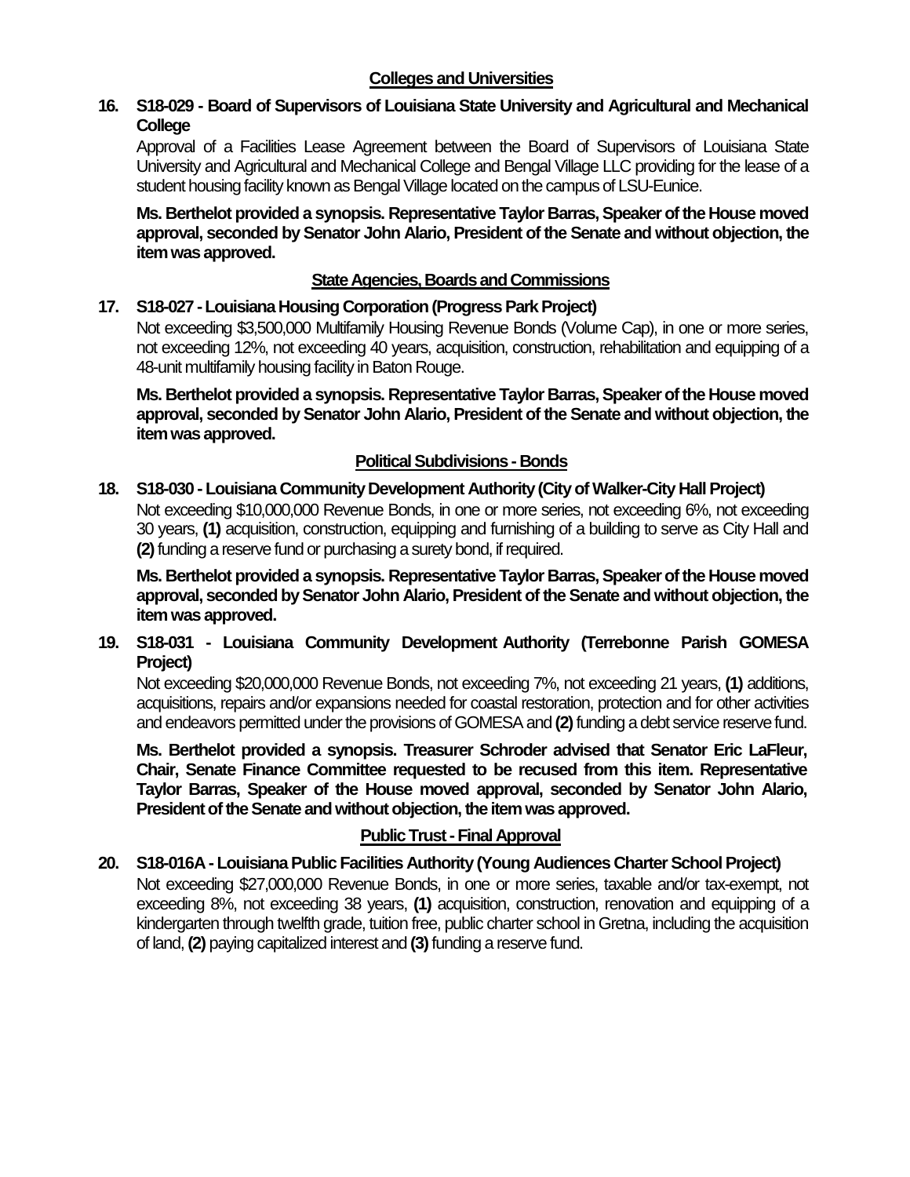## Colleges and Universities

**16. S18-029 - Board of Supervisors of Louisiana State University and Agricultural and Mechanical College**

Approval of a Facilities Lease Agreement between the Board of Supervisors of Louisiana State University and Agricultural and Mechanical College and Bengal Village LLC providing for the lease of a student housing facility known as Bengal Village located on the campus of LSU-Eunice.

**Ms. Berthelot provided a synopsis. Representative Taylor Barras, Speaker of the House moved approval, seconded by Senator John Alario, President of the Senate and without objection, the item was approved.**

## State Agencies, Boards and Commissions

**17. S18-027 - Louisiana Housing Corporation (Progress Park Project)**

Not exceeding $3,500,000 Multifamily Housing Revenue Bonds (Volume Cap), in one or more series, not exceeding 12%, not exceeding 40 years, acquisition, construction, rehabilitation and equipping of a 48-unit multifamily housing facility in Baton Rouge.

**Ms. Berthelot provided a synopsis. Representative Taylor Barras, Speaker of the House moved approval, seconded by Senator John Alario, President of the Senate and without objection, the item was approved.**

## Political Subdivisions - Bonds

**18. S18-030 - Louisiana Community Development Authority (City of Walker-City Hall Project)**

Not exceeding $10,000,000 Revenue Bonds, in one or more series, not exceeding 6%, not exceeding 30 years, **(1)** acquisition, construction, equipping and furnishing of a building to serve as City Hall and **(2)** funding a reserve fund or purchasing a surety bond, if required.

**Ms. Berthelot provided a synopsis. Representative Taylor Barras, Speaker of the House moved approval, seconded by Senator John Alario, President of the Senate and without objection, the item was approved.**

**19. S18-031 - Louisiana Community Development Authority (Terrebonne Parish GOMESA Project)**

Not exceeding $20,000,000 Revenue Bonds, not exceeding 7%, not exceeding 21 years, **(1)** additions, acquisitions, repairs and/or expansions needed for coastal restoration, protection and for other activities and endeavors permitted under the provisions of GOMESA and **(2)** funding a debt service reserve fund.

**Ms. Berthelot provided a synopsis. Treasurer Schroder advised that Senator Eric LaFleur, Chair, Senate Finance Committee requested to be recused from this item. Representative Taylor Barras, Speaker of the House moved approval, seconded by Senator John Alario, President of the Senate and without objection, the item was approved.**

## Public Trust - Final Approval

**20. S18-016A - Louisiana Public Facilities Authority (Young Audiences Charter School Project)**

Not exceeding $27,000,000 Revenue Bonds, in one or more series, taxable and/or tax-exempt, not exceeding 8%, not exceeding 38 years, **(1)** acquisition, construction, renovation and equipping of a kindergarten through twelfth grade, tuition free, public charter school in Gretna, including the acquisition of land, **(2)** paying capitalized interest and **(3)** funding a reserve fund.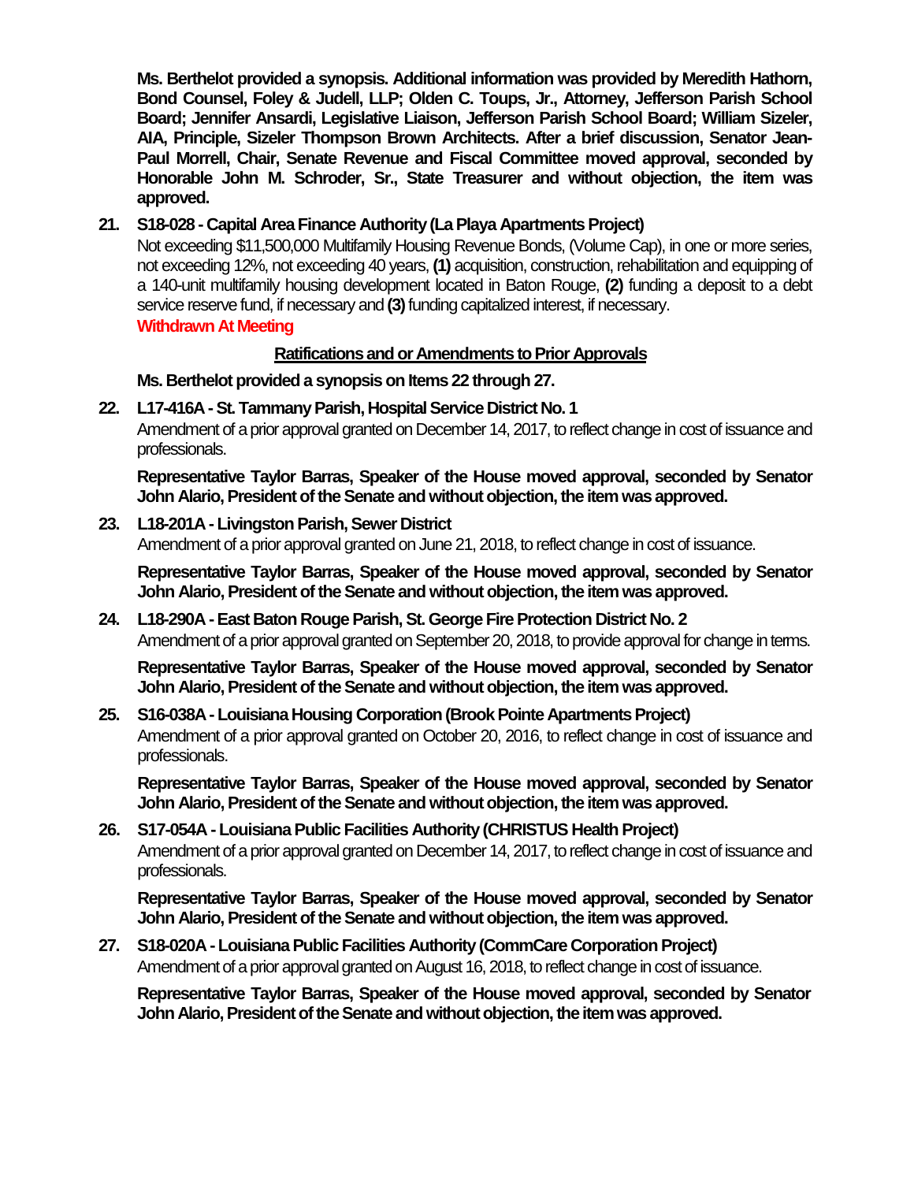**Ms. Berthelot provided a synopsis. Additional information was provided by Meredith Hathorn, Bond Counsel, Foley & Judell, LLP; Olden C. Toups, Jr., Attorney, Jefferson Parish School Board; Jennifer Ansardi, Legislative Liaison, Jefferson Parish School Board; William Sizeler, AIA, Principle, Sizeler Thompson Brown Architects. After a brief discussion, Senator Jean-Paul Morrell, Chair, Senate Revenue and Fiscal Committee moved approval, seconded by Honorable John M. Schroder, Sr., State Treasurer and without objection, the item was approved.**

**21. S18-028 - Capital Area Finance Authority (La Playa Apartments Project)**

Not exceeding $11,500,000 Multifamily Housing Revenue Bonds, (Volume Cap), in one or more series, not exceeding 12%, not exceeding 40 years, **(1)** acquisition, construction, rehabilitation and equipping of a 140-unit multifamily housing development located in Baton Rouge, **(2)** funding a deposit to a debt service reserve fund, if necessary and **(3)** funding capitalized interest, if necessary.

**Withdrawn At Meeting**

**Ratifications and or Amendments to Prior Approvals**

**Ms. Berthelot provided a synopsis on Items 22 through 27.**

**22. L17-416A - St. Tammany Parish, Hospital Service District No. 1**

Amendment of a prior approval granted on December 14, 2017, to reflect change in cost of issuance and professionals.

**Representative Taylor Barras, Speaker of the House moved approval, seconded by Senator John Alario, President of the Senate and without objection, the item was approved.**

**23. L18-201A - Livingston Parish, Sewer District**

Amendment of a prior approval granted on June 21, 2018, to reflect change in cost of issuance.

**Representative Taylor Barras, Speaker of the House moved approval, seconded by Senator John Alario, President of the Senate and without objection, the item was approved.**

**24. L18-290A - East Baton Rouge Parish, St. George Fire Protection District No. 2**

Amendment of a prior approval granted on September 20, 2018, to provide approval for change in terms.

**Representative Taylor Barras, Speaker of the House moved approval, seconded by Senator John Alario, President of the Senate and without objection, the item was approved.**

**25. S16-038A - Louisiana Housing Corporation (Brook Pointe Apartments Project)**

Amendment of a prior approval granted on October 20, 2016, to reflect change in cost of issuance and professionals.

**Representative Taylor Barras, Speaker of the House moved approval, seconded by Senator John Alario, President of the Senate and without objection, the item was approved.**

**26. S17-054A - Louisiana Public Facilities Authority (CHRISTUS Health Project)**

Amendment of a prior approval granted on December 14, 2017, to reflect change in cost of issuance and professionals.

**Representative Taylor Barras, Speaker of the House moved approval, seconded by Senator John Alario, President of the Senate and without objection, the item was approved.**

**27. S18-020A - Louisiana Public Facilities Authority (CommCare Corporation Project)**

Amendment of a prior approval granted on August 16, 2018, to reflect change in cost of issuance.

**Representative Taylor Barras, Speaker of the House moved approval, seconded by Senator John Alario, President of the Senate and without objection, the item was approved.**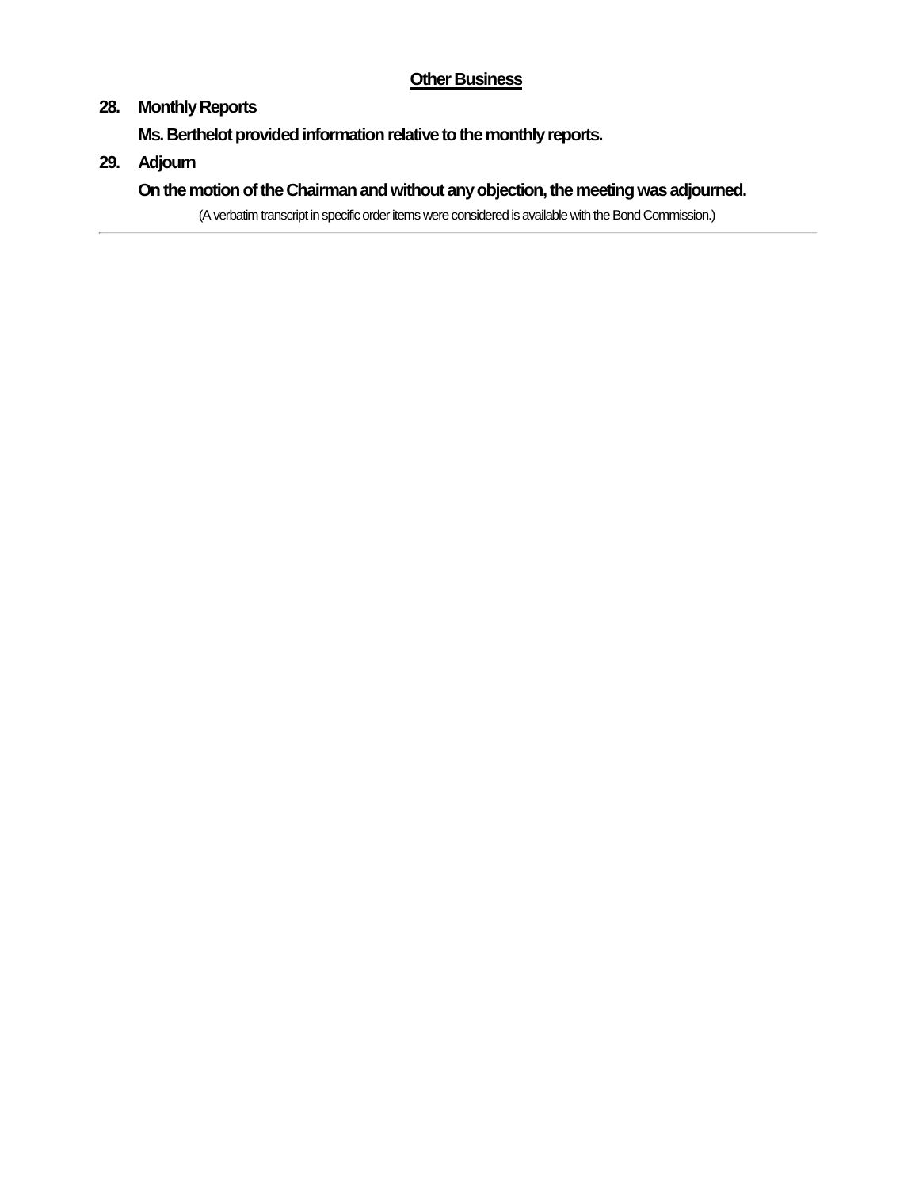## Other Business

**28. Monthly Reports**

**Ms. Berthelot provided information relative to the monthly reports.**

**29. Adjourn**

**On the motion of the Chairman and without any objection, the meeting was adjourned.**

(A verbatim transcript in specific order items were considered is available with the Bond Commission.)